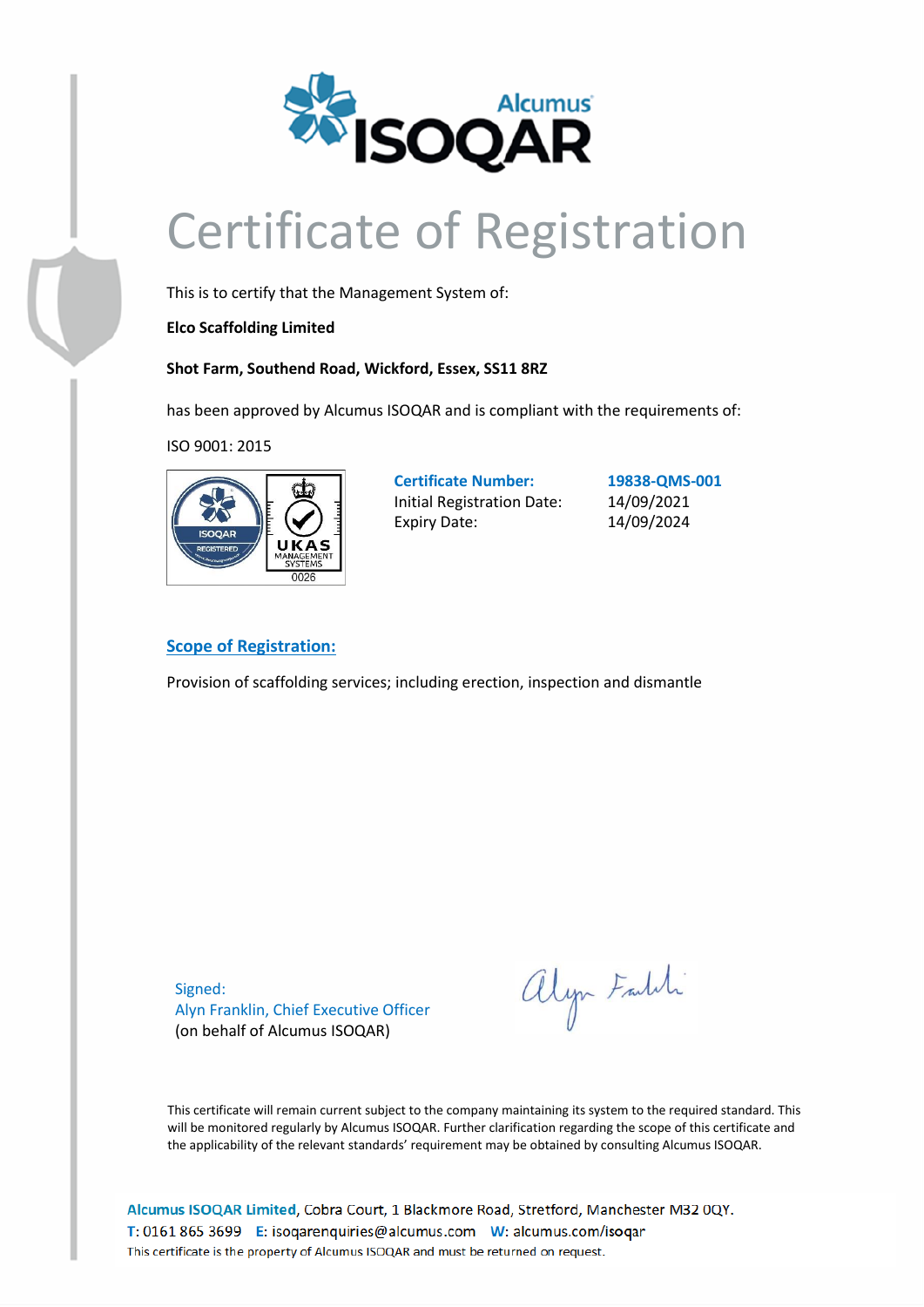# Certificate of Registration

This is to certify that the Management System of:

**Elco Scaffolding Limited**

**Shot Farm, Southend Road, Wickford, Essex, SS11 8RZ**

has been approved by Alcumus ISOQAR and is compliant with the requirements of:

ISO 9001: 2015

| | |
|---|---|
| **Certificate Number:** | **19838-QMS-001** |
| Initial Registration Date: | 14/09/2021 |
| Expiry Date: | 14/09/2024 |

## Scope of Registration:

Provision of scaffolding services; including erection, inspection and dismantle

Signed:
Alyn Franklin, Chief Executive Officer
(on behalf of Alcumus ISOQAR)

This certificate will remain current subject to the company maintaining its system to the required standard. This will be monitored regularly by Alcumus ISOQAR. Further clarification regarding the scope of this certificate and the applicability of the relevant standards' requirement may be obtained by consulting Alcumus ISOQAR.

**Alcumus ISOQAR Limited**, Cobra Court, 1 Blackmore Road, Stretford, Manchester M32 0QY.
T: 0161 865 3699 E: isoqarenquiries@alcumus.com W: alcumus.com/isoqar
This certificate is the property of Alcumus ISOQAR and must be returned on request.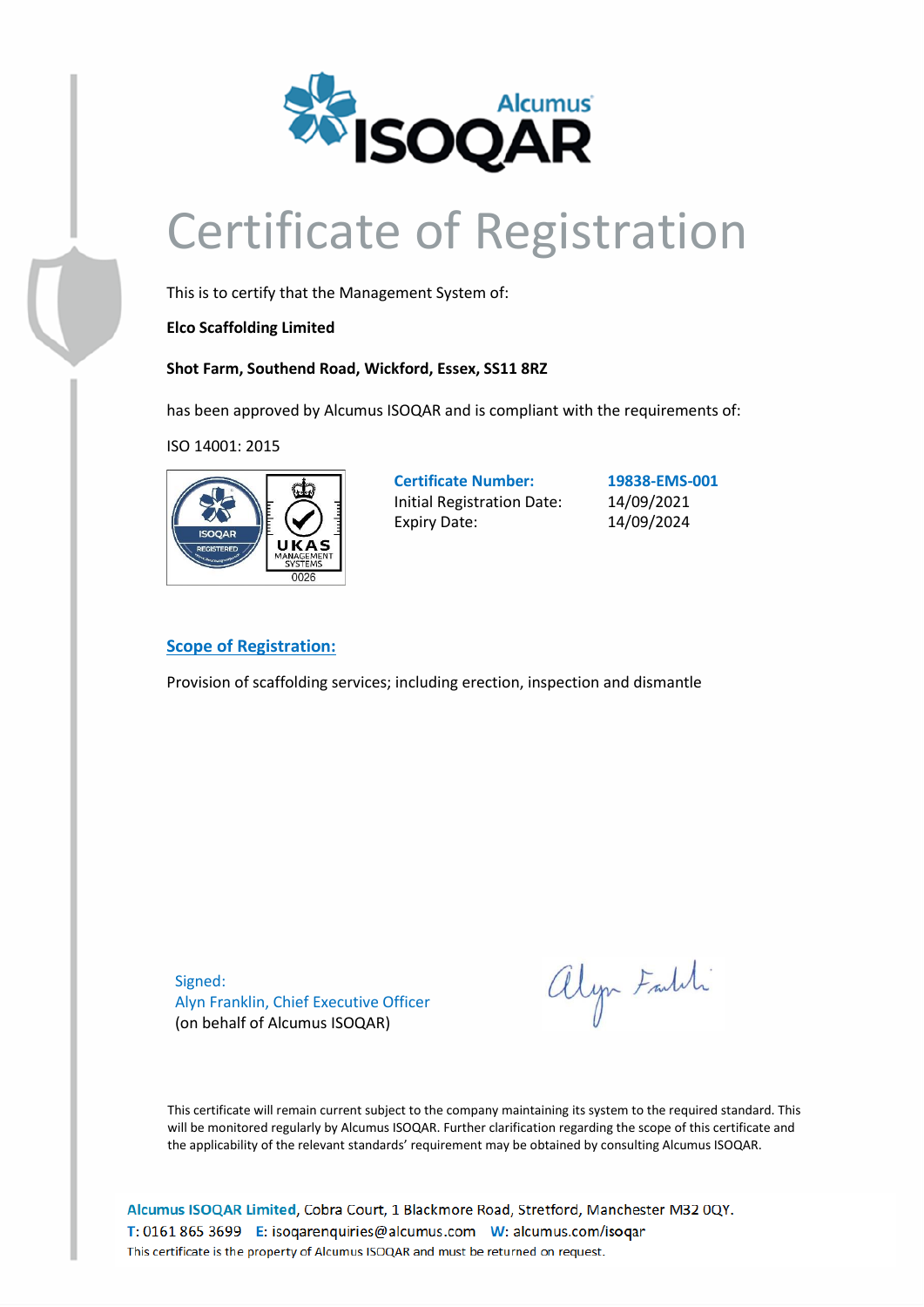# Certificate of Registration

This is to certify that the Management System of:

**Elco Scaffolding Limited**

**Shot Farm, Southend Road, Wickford, Essex, SS11 8RZ**

has been approved by Alcumus ISOQAR and is compliant with the requirements of:

ISO 14001: 2015

| | |
|---|---|
| **Certificate Number:** | **19838-EMS-001** |
| Initial Registration Date: | 14/09/2021 |
| Expiry Date: | 14/09/2024 |

## Scope of Registration:

Provision of scaffolding services; including erection, inspection and dismantle

Signed:
Alyn Franklin, Chief Executive Officer
(on behalf of Alcumus ISOQAR)

This certificate will remain current subject to the company maintaining its system to the required standard. This will be monitored regularly by Alcumus ISOQAR. Further clarification regarding the scope of this certificate and the applicability of the relevant standards' requirement may be obtained by consulting Alcumus ISOQAR.

**Alcumus ISOQAR Limited**, Cobra Court, 1 Blackmore Road, Stretford, Manchester M32 0QY.
T: 0161 865 3699 E: isoqarenquiries@alcumus.com W: alcumus.com/isoqar
This certificate is the property of Alcumus ISOQAR and must be returned on request.